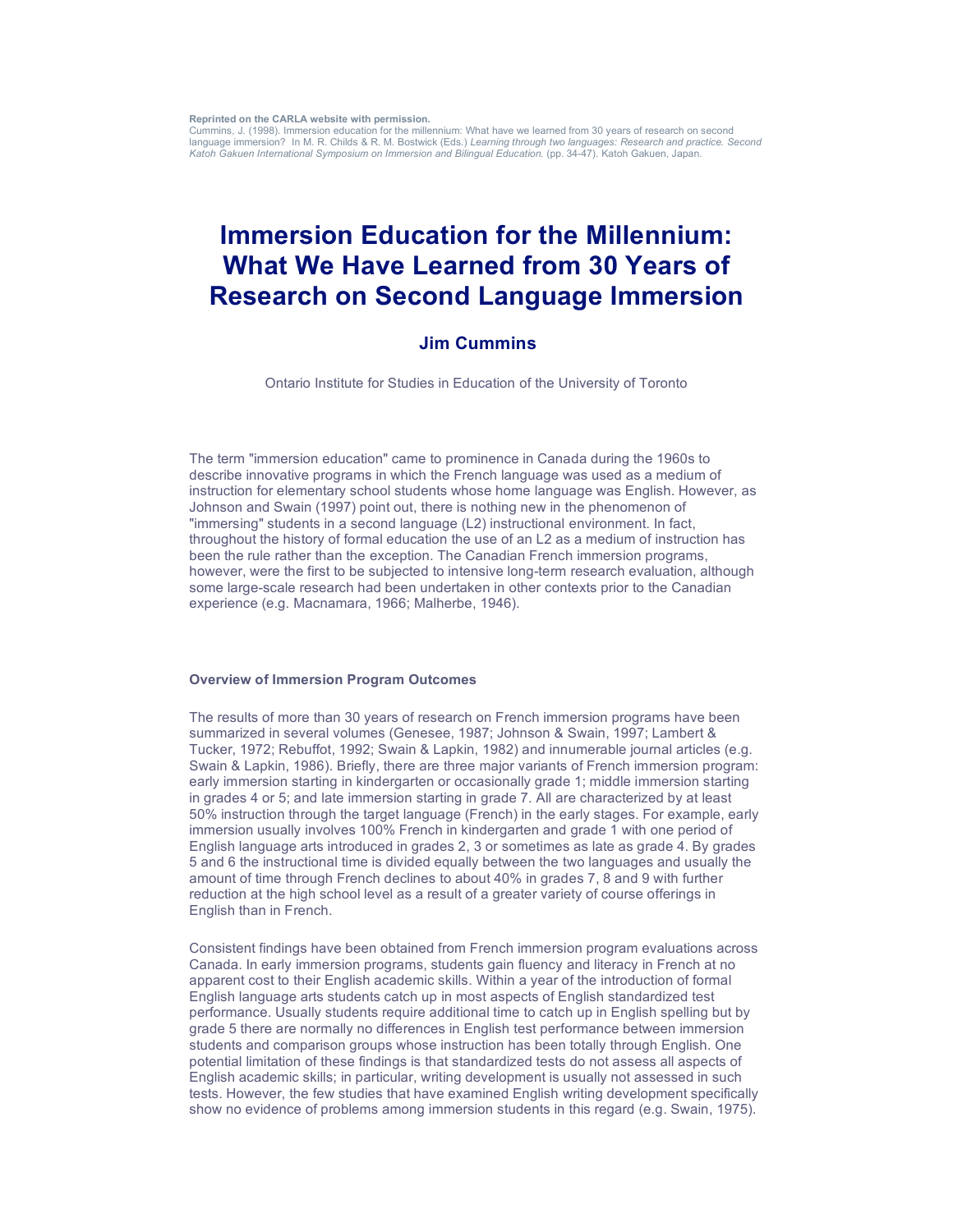**Reprinted on the CARLA website with permission.**
Cummins, J. (1998). Immersion education for the millennium: What have we learned from 30 years of research on second language immersion? In M. R. Childs & R. M. Bostwick (Eds.) *Learning through two languages: Research and practice. Second Katoh Gakuen International Symposium on Immersion and Bilingual Education.* (pp. 34-47). Katoh Gakuen, Japan.

# Immersion Education for the Millennium: What We Have Learned from 30 Years of Research on Second Language Immersion

## Jim Cummins

Ontario Institute for Studies in Education of the University of Toronto

The term "immersion education" came to prominence in Canada during the 1960s to describe innovative programs in which the French language was used as a medium of instruction for elementary school students whose home language was English. However, as Johnson and Swain (1997) point out, there is nothing new in the phenomenon of "immersing" students in a second language (L2) instructional environment. In fact, throughout the history of formal education the use of an L2 as a medium of instruction has been the rule rather than the exception. The Canadian French immersion programs, however, were the first to be subjected to intensive long-term research evaluation, although some large-scale research had been undertaken in other contexts prior to the Canadian experience (e.g. Macnamara, 1966; Malherbe, 1946).

**Overview of Immersion Program Outcomes**

The results of more than 30 years of research on French immersion programs have been summarized in several volumes (Genesee, 1987; Johnson & Swain, 1997; Lambert & Tucker, 1972; Rebuffot, 1992; Swain & Lapkin, 1982) and innumerable journal articles (e.g. Swain & Lapkin, 1986). Briefly, there are three major variants of French immersion program: early immersion starting in kindergarten or occasionally grade 1; middle immersion starting in grades 4 or 5; and late immersion starting in grade 7. All are characterized by at least 50% instruction through the target language (French) in the early stages. For example, early immersion usually involves 100% French in kindergarten and grade 1 with one period of English language arts introduced in grades 2, 3 or sometimes as late as grade 4. By grades 5 and 6 the instructional time is divided equally between the two languages and usually the amount of time through French declines to about 40% in grades 7, 8 and 9 with further reduction at the high school level as a result of a greater variety of course offerings in English than in French.

Consistent findings have been obtained from French immersion program evaluations across Canada. In early immersion programs, students gain fluency and literacy in French at no apparent cost to their English academic skills. Within a year of the introduction of formal English language arts students catch up in most aspects of English standardized test performance. Usually students require additional time to catch up in English spelling but by grade 5 there are normally no differences in English test performance between immersion students and comparison groups whose instruction has been totally through English. One potential limitation of these findings is that standardized tests do not assess all aspects of English academic skills; in particular, writing development is usually not assessed in such tests. However, the few studies that have examined English writing development specifically show no evidence of problems among immersion students in this regard (e.g. Swain, 1975).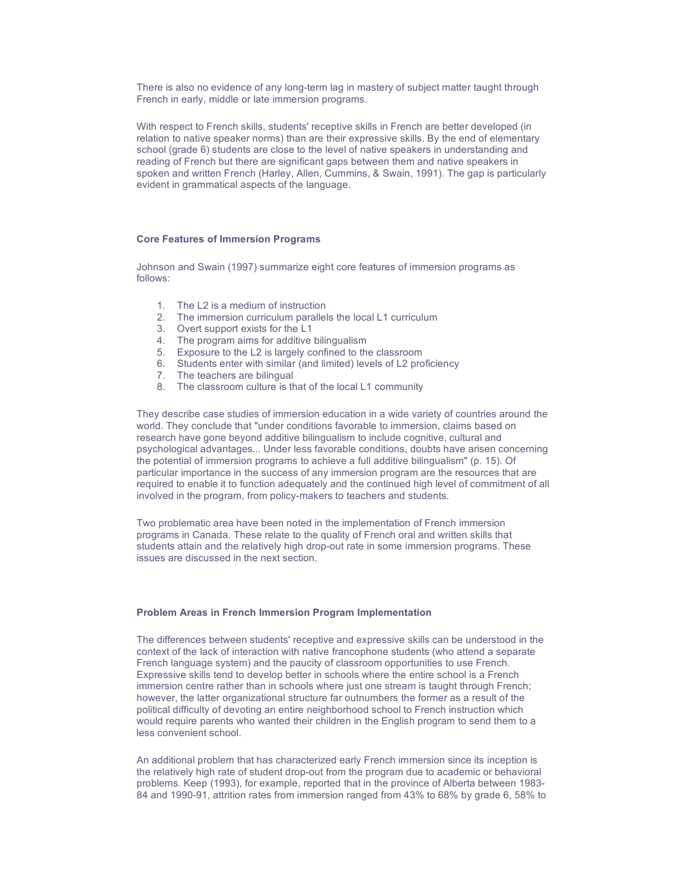There is also no evidence of any long-term lag in mastery of subject matter taught through French in early, middle or late immersion programs.

With respect to French skills, students' receptive skills in French are better developed (in relation to native speaker norms) than are their expressive skills. By the end of elementary school (grade 6) students are close to the level of native speakers in understanding and reading of French but there are significant gaps between them and native speakers in spoken and written French (Harley, Allen, Cummins, & Swain, 1991). The gap is particularly evident in grammatical aspects of the language.

### Core Features of Immersion Programs

Johnson and Swain (1997) summarize eight core features of immersion programs as follows:

1. The L2 is a medium of instruction
2. The immersion curriculum parallels the local L1 curriculum
3. Overt support exists for the L1
4. The program aims for additive bilingualism
5. Exposure to the L2 is largely confined to the classroom
6. Students enter with similar (and limited) levels of L2 proficiency
7. The teachers are bilingual
8. The classroom culture is that of the local L1 community

They describe case studies of immersion education in a wide variety of countries around the world. They conclude that "under conditions favorable to immersion, claims based on research have gone beyond additive bilingualism to include cognitive, cultural and psychological advantages... Under less favorable conditions, doubts have arisen concerning the potential of immersion programs to achieve a full additive bilingualism" (p. 15). Of particular importance in the success of any immersion program are the resources that are required to enable it to function adequately and the continued high level of commitment of all involved in the program, from policy-makers to teachers and students.

Two problematic area have been noted in the implementation of French immersion programs in Canada. These relate to the quality of French oral and written skills that students attain and the relatively high drop-out rate in some immersion programs. These issues are discussed in the next section.

### Problem Areas in French Immersion Program Implementation

The differences between students' receptive and expressive skills can be understood in the context of the lack of interaction with native francophone students (who attend a separate French language system) and the paucity of classroom opportunities to use French. Expressive skills tend to develop better in schools where the entire school is a French immersion centre rather than in schools where just one stream is taught through French; however, the latter organizational structure far outnumbers the former as a result of the political difficulty of devoting an entire neighborhood school to French instruction which would require parents who wanted their children in the English program to send them to a less convenient school.

An additional problem that has characterized early French immersion since its inception is the relatively high rate of student drop-out from the program due to academic or behavioral problems. Keep (1993), for example, reported that in the province of Alberta between 1983-84 and 1990-91, attrition rates from immersion ranged from 43% to 68% by grade 6, 58% to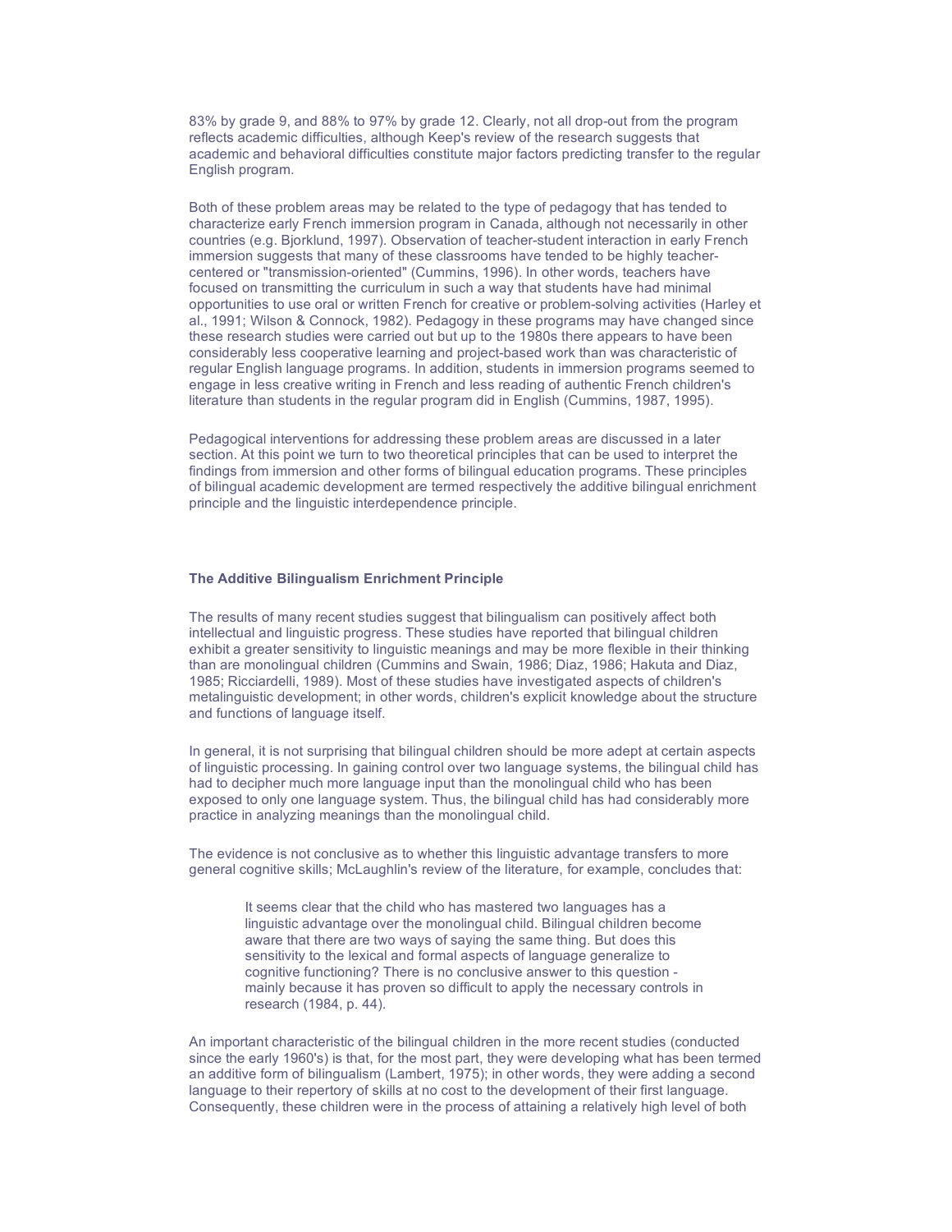83% by grade 9, and 88% to 97% by grade 12. Clearly, not all drop-out from the program reflects academic difficulties, although Keep's review of the research suggests that academic and behavioral difficulties constitute major factors predicting transfer to the regular English program.

Both of these problem areas may be related to the type of pedagogy that has tended to characterize early French immersion program in Canada, although not necessarily in other countries (e.g. Bjorklund, 1997). Observation of teacher-student interaction in early French immersion suggests that many of these classrooms have tended to be highly teacher-centered or "transmission-oriented" (Cummins, 1996). In other words, teachers have focused on transmitting the curriculum in such a way that students have had minimal opportunities to use oral or written French for creative or problem-solving activities (Harley et al., 1991; Wilson & Connock, 1982). Pedagogy in these programs may have changed since these research studies were carried out but up to the 1980s there appears to have been considerably less cooperative learning and project-based work than was characteristic of regular English language programs. In addition, students in immersion programs seemed to engage in less creative writing in French and less reading of authentic French children's literature than students in the regular program did in English (Cummins, 1987, 1995).

Pedagogical interventions for addressing these problem areas are discussed in a later section. At this point we turn to two theoretical principles that can be used to interpret the findings from immersion and other forms of bilingual education programs. These principles of bilingual academic development are termed respectively the additive bilingual enrichment principle and the linguistic interdependence principle.

### The Additive Bilingualism Enrichment Principle

The results of many recent studies suggest that bilingualism can positively affect both intellectual and linguistic progress. These studies have reported that bilingual children exhibit a greater sensitivity to linguistic meanings and may be more flexible in their thinking than are monolingual children (Cummins and Swain, 1986; Diaz, 1986; Hakuta and Diaz, 1985; Ricciardelli, 1989). Most of these studies have investigated aspects of children's metalinguistic development; in other words, children's explicit knowledge about the structure and functions of language itself.

In general, it is not surprising that bilingual children should be more adept at certain aspects of linguistic processing. In gaining control over two language systems, the bilingual child has had to decipher much more language input than the monolingual child who has been exposed to only one language system. Thus, the bilingual child has had considerably more practice in analyzing meanings than the monolingual child.

The evidence is not conclusive as to whether this linguistic advantage transfers to more general cognitive skills; McLaughlin's review of the literature, for example, concludes that:

> It seems clear that the child who has mastered two languages has a linguistic advantage over the monolingual child. Bilingual children become aware that there are two ways of saying the same thing. But does this sensitivity to the lexical and formal aspects of language generalize to cognitive functioning? There is no conclusive answer to this question - mainly because it has proven so difficult to apply the necessary controls in research (1984, p. 44).

An important characteristic of the bilingual children in the more recent studies (conducted since the early 1960's) is that, for the most part, they were developing what has been termed an additive form of bilingualism (Lambert, 1975); in other words, they were adding a second language to their repertory of skills at no cost to the development of their first language. Consequently, these children were in the process of attaining a relatively high level of both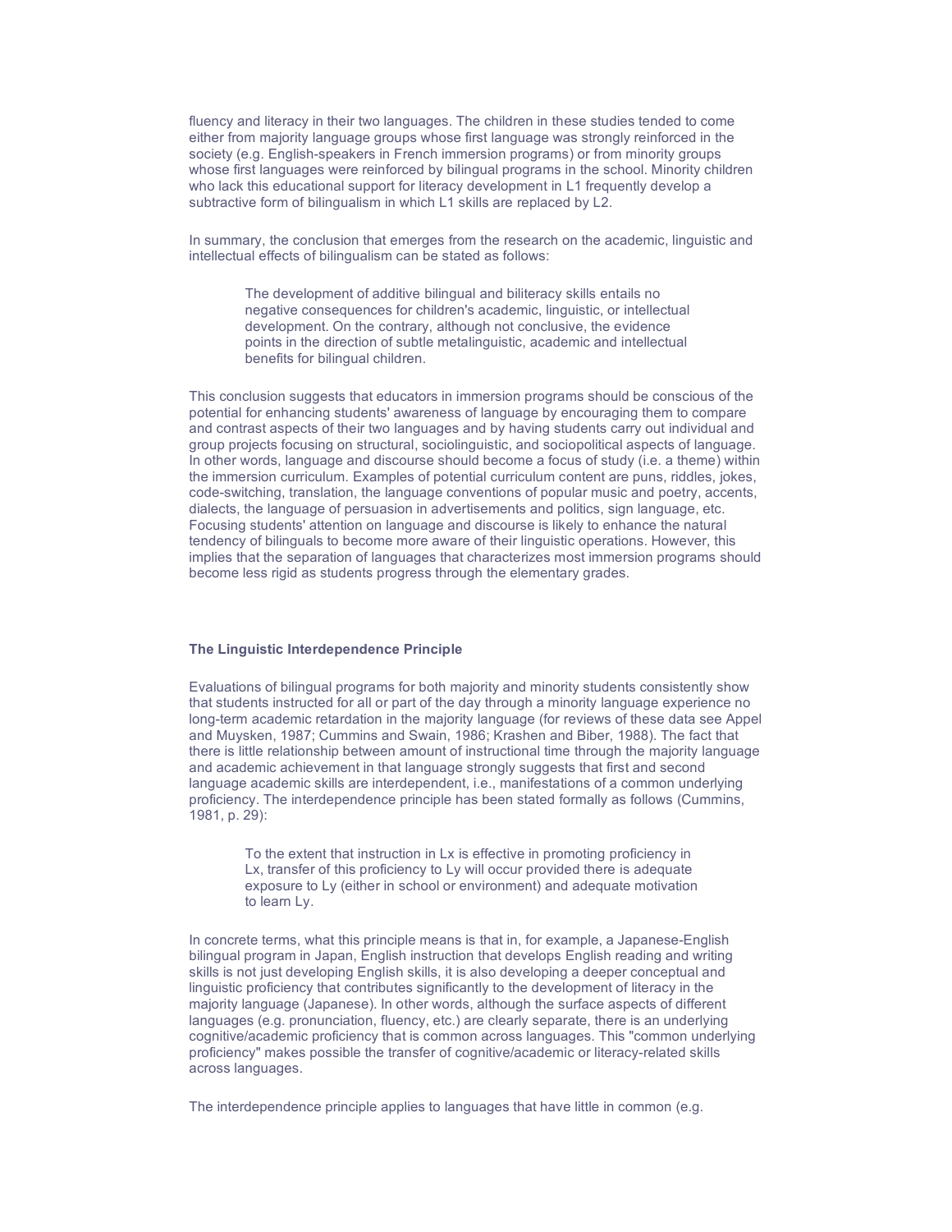fluency and literacy in their two languages. The children in these studies tended to come either from majority language groups whose first language was strongly reinforced in the society (e.g. English-speakers in French immersion programs) or from minority groups whose first languages were reinforced by bilingual programs in the school. Minority children who lack this educational support for literacy development in L1 frequently develop a subtractive form of bilingualism in which L1 skills are replaced by L2.

In summary, the conclusion that emerges from the research on the academic, linguistic and intellectual effects of bilingualism can be stated as follows:

> The development of additive bilingual and biliteracy skills entails no negative consequences for children's academic, linguistic, or intellectual development. On the contrary, although not conclusive, the evidence points in the direction of subtle metalinguistic, academic and intellectual benefits for bilingual children.

This conclusion suggests that educators in immersion programs should be conscious of the potential for enhancing students' awareness of language by encouraging them to compare and contrast aspects of their two languages and by having students carry out individual and group projects focusing on structural, sociolinguistic, and sociopolitical aspects of language. In other words, language and discourse should become a focus of study (i.e. a theme) within the immersion curriculum. Examples of potential curriculum content are puns, riddles, jokes, code-switching, translation, the language conventions of popular music and poetry, accents, dialects, the language of persuasion in advertisements and politics, sign language, etc. Focusing students' attention on language and discourse is likely to enhance the natural tendency of bilinguals to become more aware of their linguistic operations. However, this implies that the separation of languages that characterizes most immersion programs should become less rigid as students progress through the elementary grades.

**The Linguistic Interdependence Principle**

Evaluations of bilingual programs for both majority and minority students consistently show that students instructed for all or part of the day through a minority language experience no long-term academic retardation in the majority language (for reviews of these data see Appel and Muysken, 1987; Cummins and Swain, 1986; Krashen and Biber, 1988). The fact that there is little relationship between amount of instructional time through the majority language and academic achievement in that language strongly suggests that first and second language academic skills are interdependent, i.e., manifestations of a common underlying proficiency. The interdependence principle has been stated formally as follows (Cummins, 1981, p. 29):

> To the extent that instruction in Lx is effective in promoting proficiency in Lx, transfer of this proficiency to Ly will occur provided there is adequate exposure to Ly (either in school or environment) and adequate motivation to learn Ly.

In concrete terms, what this principle means is that in, for example, a Japanese-English bilingual program in Japan, English instruction that develops English reading and writing skills is not just developing English skills, it is also developing a deeper conceptual and linguistic proficiency that contributes significantly to the development of literacy in the majority language (Japanese). In other words, although the surface aspects of different languages (e.g. pronunciation, fluency, etc.) are clearly separate, there is an underlying cognitive/academic proficiency that is common across languages. This "common underlying proficiency" makes possible the transfer of cognitive/academic or literacy-related skills across languages.

The interdependence principle applies to languages that have little in common (e.g.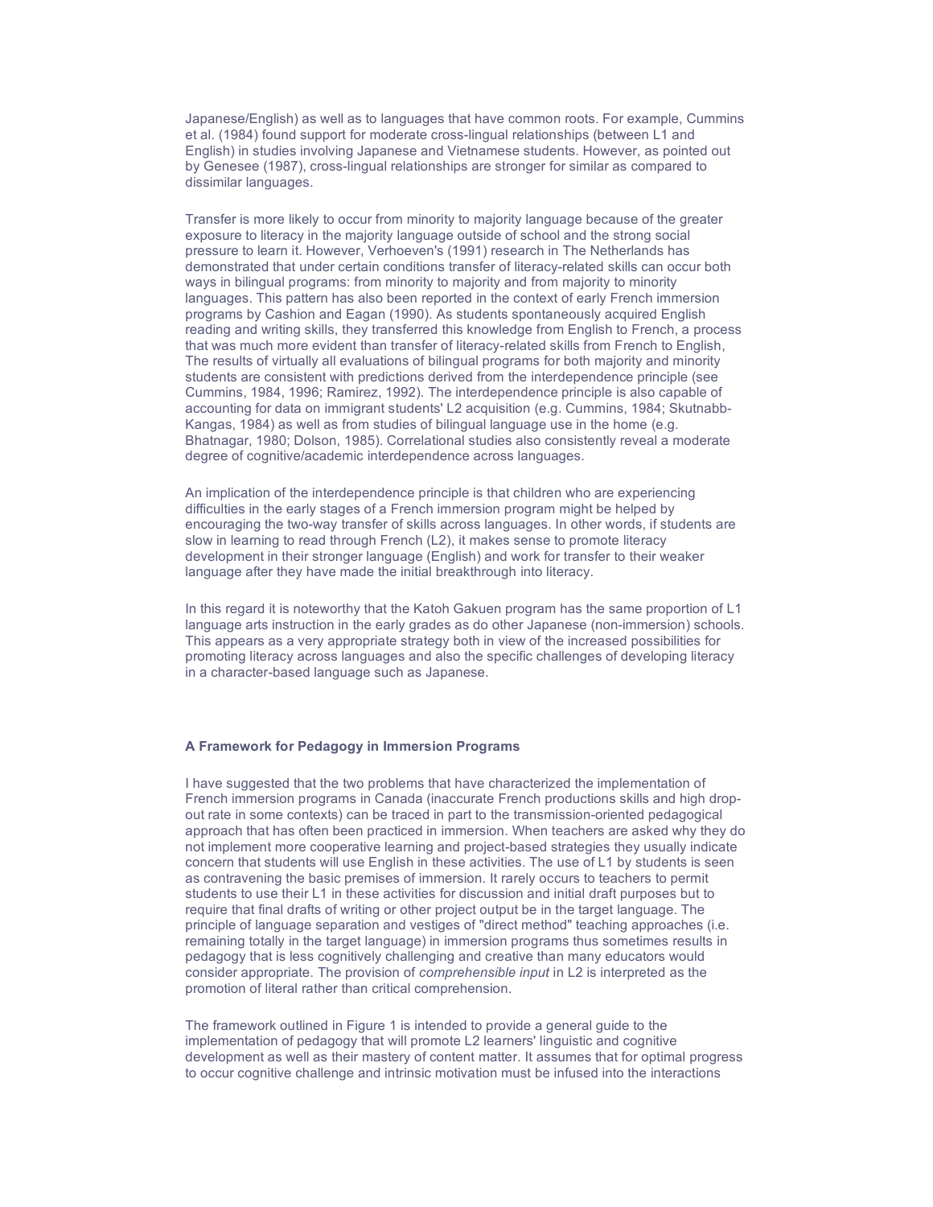Japanese/English) as well as to languages that have common roots. For example, Cummins et al. (1984) found support for moderate cross-lingual relationships (between L1 and English) in studies involving Japanese and Vietnamese students. However, as pointed out by Genesee (1987), cross-lingual relationships are stronger for similar as compared to dissimilar languages.

Transfer is more likely to occur from minority to majority language because of the greater exposure to literacy in the majority language outside of school and the strong social pressure to learn it. However, Verhoeven's (1991) research in The Netherlands has demonstrated that under certain conditions transfer of literacy-related skills can occur both ways in bilingual programs: from minority to majority and from majority to minority languages. This pattern has also been reported in the context of early French immersion programs by Cashion and Eagan (1990). As students spontaneously acquired English reading and writing skills, they transferred this knowledge from English to French, a process that was much more evident than transfer of literacy-related skills from French to English, The results of virtually all evaluations of bilingual programs for both majority and minority students are consistent with predictions derived from the interdependence principle (see Cummins, 1984, 1996; Ramirez, 1992). The interdependence principle is also capable of accounting for data on immigrant students' L2 acquisition (e.g. Cummins, 1984; Skutnabb-Kangas, 1984) as well as from studies of bilingual language use in the home (e.g. Bhatnagar, 1980; Dolson, 1985). Correlational studies also consistently reveal a moderate degree of cognitive/academic interdependence across languages.

An implication of the interdependence principle is that children who are experiencing difficulties in the early stages of a French immersion program might be helped by encouraging the two-way transfer of skills across languages. In other words, if students are slow in learning to read through French (L2), it makes sense to promote literacy development in their stronger language (English) and work for transfer to their weaker language after they have made the initial breakthrough into literacy.

In this regard it is noteworthy that the Katoh Gakuen program has the same proportion of L1 language arts instruction in the early grades as do other Japanese (non-immersion) schools. This appears as a very appropriate strategy both in view of the increased possibilities for promoting literacy across languages and also the specific challenges of developing literacy in a character-based language such as Japanese.

### A Framework for Pedagogy in Immersion Programs

I have suggested that the two problems that have characterized the implementation of French immersion programs in Canada (inaccurate French productions skills and high drop-out rate in some contexts) can be traced in part to the transmission-oriented pedagogical approach that has often been practiced in immersion. When teachers are asked why they do not implement more cooperative learning and project-based strategies they usually indicate concern that students will use English in these activities. The use of L1 by students is seen as contravening the basic premises of immersion. It rarely occurs to teachers to permit students to use their L1 in these activities for discussion and initial draft purposes but to require that final drafts of writing or other project output be in the target language. The principle of language separation and vestiges of "direct method" teaching approaches (i.e. remaining totally in the target language) in immersion programs thus sometimes results in pedagogy that is less cognitively challenging and creative than many educators would consider appropriate. The provision of *comprehensible input* in L2 is interpreted as the promotion of literal rather than critical comprehension.

The framework outlined in Figure 1 is intended to provide a general guide to the implementation of pedagogy that will promote L2 learners' linguistic and cognitive development as well as their mastery of content matter. It assumes that for optimal progress to occur cognitive challenge and intrinsic motivation must be infused into the interactions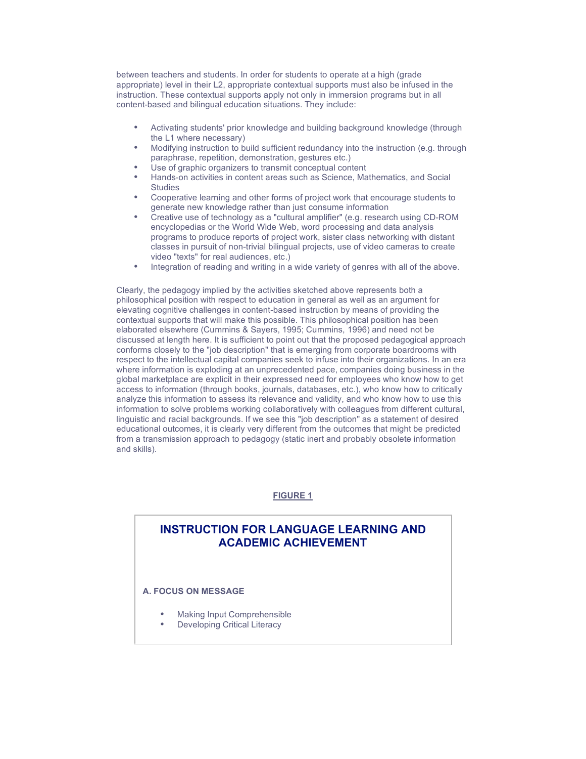between teachers and students. In order for students to operate at a high (grade appropriate) level in their L2, appropriate contextual supports must also be infused in the instruction. These contextual supports apply not only in immersion programs but in all content-based and bilingual education situations. They include:

- Activating students' prior knowledge and building background knowledge (through the L1 where necessary)
- Modifying instruction to build sufficient redundancy into the instruction (e.g. through paraphrase, repetition, demonstration, gestures etc.)
- Use of graphic organizers to transmit conceptual content
- Hands-on activities in content areas such as Science, Mathematics, and Social Studies
- Cooperative learning and other forms of project work that encourage students to generate new knowledge rather than just consume information
- Creative use of technology as a "cultural amplifier" (e.g. research using CD-ROM encyclopedias or the World Wide Web, word processing and data analysis programs to produce reports of project work, sister class networking with distant classes in pursuit of non-trivial bilingual projects, use of video cameras to create video "texts" for real audiences, etc.)
- Integration of reading and writing in a wide variety of genres with all of the above.

Clearly, the pedagogy implied by the activities sketched above represents both a philosophical position with respect to education in general as well as an argument for elevating cognitive challenges in content-based instruction by means of providing the contextual supports that will make this possible. This philosophical position has been elaborated elsewhere (Cummins & Sayers, 1995; Cummins, 1996) and need not be discussed at length here. It is sufficient to point out that the proposed pedagogical approach conforms closely to the "job description" that is emerging from corporate boardrooms with respect to the intellectual capital companies seek to infuse into their organizations. In an era where information is exploding at an unprecedented pace, companies doing business in the global marketplace are explicit in their expressed need for employees who know how to get access to information (through books, journals, databases, etc.), who know how to critically analyze this information to assess its relevance and validity, and who know how to use this information to solve problems working collaboratively with colleagues from different cultural, linguistic and racial backgrounds. If we see this "job description" as a statement of desired educational outcomes, it is clearly very different from the outcomes that might be predicted from a transmission approach to pedagogy (static inert and probably obsolete information and skills).

**FIGURE 1**

## INSTRUCTION FOR LANGUAGE LEARNING AND ACADEMIC ACHIEVEMENT

**A. FOCUS ON MESSAGE**

- Making Input Comprehensible
- Developing Critical Literacy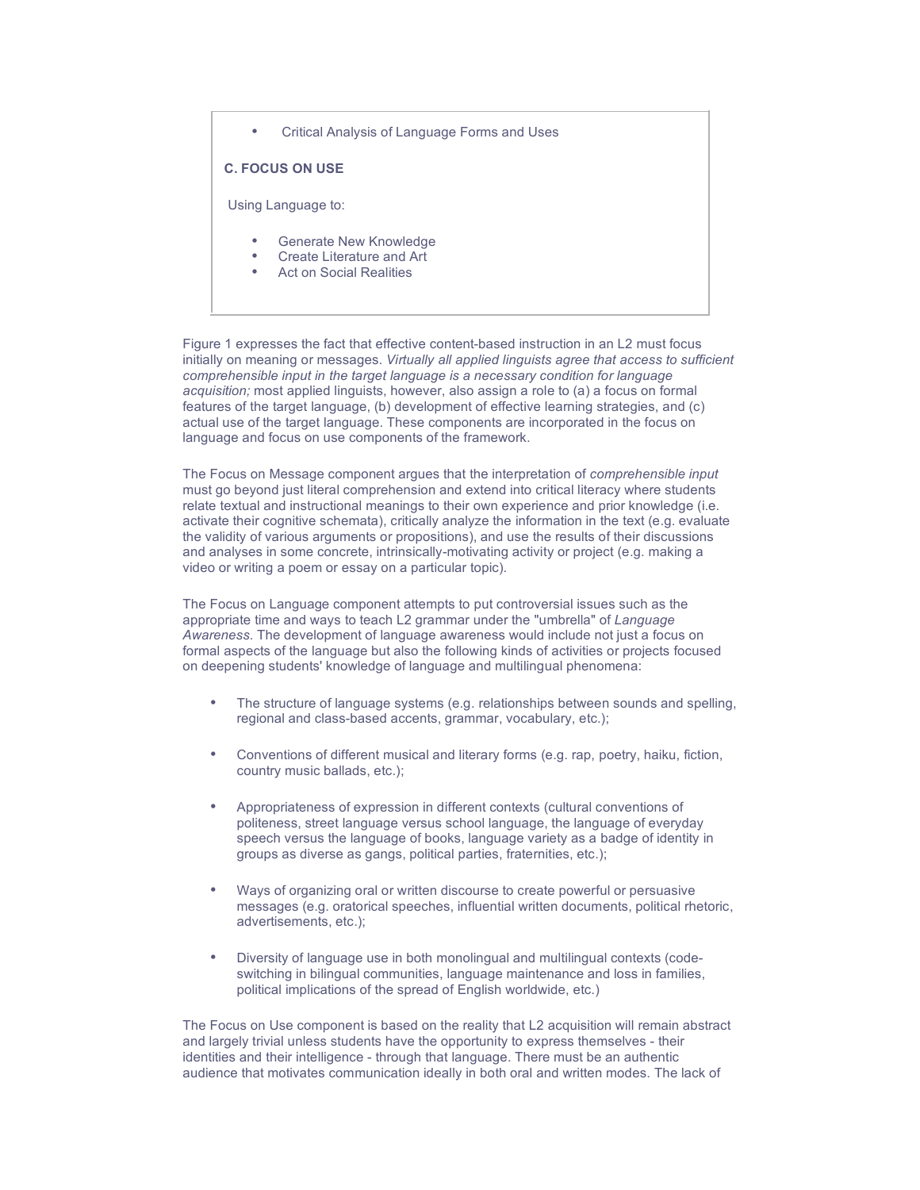- Critical Analysis of Language Forms and Uses

**C. FOCUS ON USE**

Using Language to:

- Generate New Knowledge
- Create Literature and Art
- Act on Social Realities

Figure 1 expresses the fact that effective content-based instruction in an L2 must focus initially on meaning or messages. *Virtually all applied linguists agree that access to sufficient comprehensible input in the target language is a necessary condition for language acquisition;* most applied linguists, however, also assign a role to (a) a focus on formal features of the target language, (b) development of effective learning strategies, and (c) actual use of the target language. These components are incorporated in the focus on language and focus on use components of the framework.

The Focus on Message component argues that the interpretation of *comprehensible input* must go beyond just literal comprehension and extend into critical literacy where students relate textual and instructional meanings to their own experience and prior knowledge (i.e. activate their cognitive schemata), critically analyze the information in the text (e.g. evaluate the validity of various arguments or propositions), and use the results of their discussions and analyses in some concrete, intrinsically-motivating activity or project (e.g. making a video or writing a poem or essay on a particular topic).

The Focus on Language component attempts to put controversial issues such as the appropriate time and ways to teach L2 grammar under the "umbrella" of *Language Awareness.* The development of language awareness would include not just a focus on formal aspects of the language but also the following kinds of activities or projects focused on deepening students' knowledge of language and multilingual phenomena:

- The structure of language systems (e.g. relationships between sounds and spelling, regional and class-based accents, grammar, vocabulary, etc.);
- Conventions of different musical and literary forms (e.g. rap, poetry, haiku, fiction, country music ballads, etc.);
- Appropriateness of expression in different contexts (cultural conventions of politeness, street language versus school language, the language of everyday speech versus the language of books, language variety as a badge of identity in groups as diverse as gangs, political parties, fraternities, etc.);
- Ways of organizing oral or written discourse to create powerful or persuasive messages (e.g. oratorical speeches, influential written documents, political rhetoric, advertisements, etc.);
- Diversity of language use in both monolingual and multilingual contexts (code-switching in bilingual communities, language maintenance and loss in families, political implications of the spread of English worldwide, etc.)

The Focus on Use component is based on the reality that L2 acquisition will remain abstract and largely trivial unless students have the opportunity to express themselves - their identities and their intelligence - through that language. There must be an authentic audience that motivates communication ideally in both oral and written modes. The lack of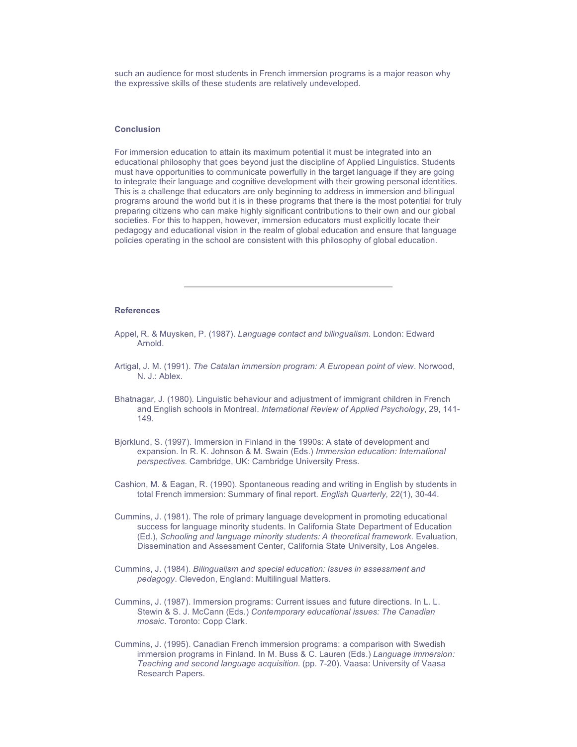such an audience for most students in French immersion programs is a major reason why the expressive skills of these students are relatively undeveloped.

## Conclusion

For immersion education to attain its maximum potential it must be integrated into an educational philosophy that goes beyond just the discipline of Applied Linguistics. Students must have opportunities to communicate powerfully in the target language if they are going to integrate their language and cognitive development with their growing personal identities. This is a challenge that educators are only beginning to address in immersion and bilingual programs around the world but it is in these programs that there is the most potential for truly preparing citizens who can make highly significant contributions to their own and our global societies. For this to happen, however, immersion educators must explicitly locate their pedagogy and educational vision in the realm of global education and ensure that language policies operating in the school are consistent with this philosophy of global education.

---

## References

Appel, R. & Muysken, P. (1987). *Language contact and bilingualism.* London: Edward Arnold.

Artigal, J. M. (1991). *The Catalan immersion program: A European point of view*. Norwood, N. J.: Ablex.

Bhatnagar, J. (1980). Linguistic behaviour and adjustment of immigrant children in French and English schools in Montreal. *International Review of Applied Psychology*, 29, 141-149.

Bjorklund, S. (1997). Immersion in Finland in the 1990s: A state of development and expansion. In R. K. Johnson & M. Swain (Eds.) *Immersion education: International perspectives.* Cambridge, UK: Cambridge University Press.

Cashion, M. & Eagan, R. (1990). Spontaneous reading and writing in English by students in total French immersion: Summary of final report. *English Quarterly,* 22(1), 30-44.

Cummins, J. (1981). The role of primary language development in promoting educational success for language minority students. In California State Department of Education (Ed.), *Schooling and language minority students: A theoretical framework.* Evaluation, Dissemination and Assessment Center, California State University, Los Angeles.

Cummins, J. (1984). *Bilingualism and special education: Issues in assessment and pedagogy*. Clevedon, England: Multilingual Matters.

Cummins, J. (1987). Immersion programs: Current issues and future directions. In L. L. Stewin & S. J. McCann (Eds.) *Contemporary educational issues: The Canadian mosaic*. Toronto: Copp Clark.

Cummins, J. (1995). Canadian French immersion programs: a comparison with Swedish immersion programs in Finland. In M. Buss & C. Lauren (Eds.) *Language immersion: Teaching and second language acquisition.* (pp. 7-20). Vaasa: University of Vaasa Research Papers.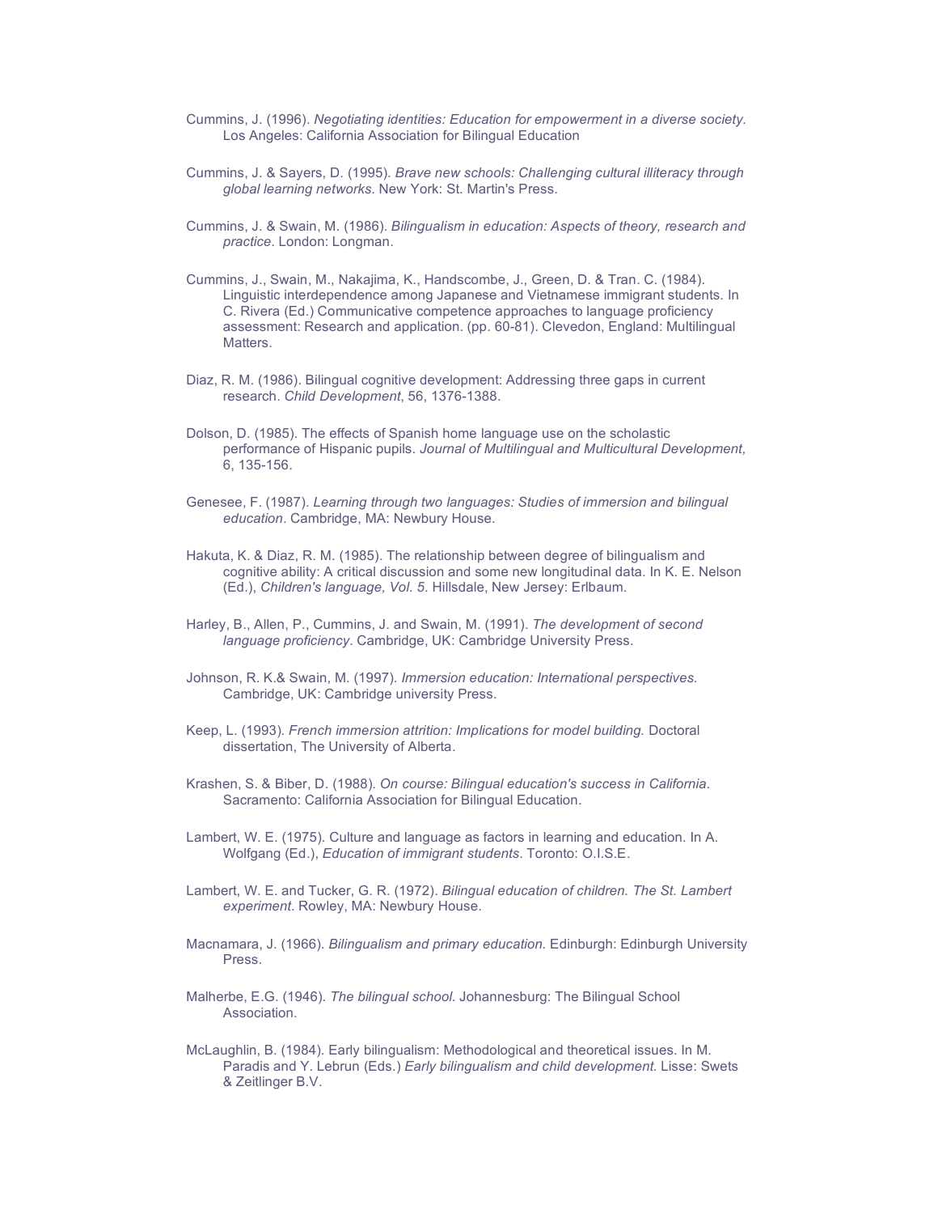Cummins, J. (1996). *Negotiating identities: Education for empowerment in a diverse society.* Los Angeles: California Association for Bilingual Education

Cummins, J. & Sayers, D. (1995). *Brave new schools: Challenging cultural illiteracy through global learning networks.* New York: St. Martin's Press.

Cummins, J. & Swain, M. (1986). *Bilingualism in education: Aspects of theory, research and practice*. London: Longman.

Cummins, J., Swain, M., Nakajima, K., Handscombe, J., Green, D. & Tran. C. (1984). Linguistic interdependence among Japanese and Vietnamese immigrant students. In C. Rivera (Ed.) Communicative competence approaches to language proficiency assessment: Research and application. (pp. 60-81). Clevedon, England: Multilingual Matters.

Diaz, R. M. (1986). Bilingual cognitive development: Addressing three gaps in current research. *Child Development*, 56, 1376-1388.

Dolson, D. (1985). The effects of Spanish home language use on the scholastic performance of Hispanic pupils. *Journal of Multilingual and Multicultural Development,* 6, 135-156.

Genesee, F. (1987). *Learning through two languages: Studies of immersion and bilingual education*. Cambridge, MA: Newbury House.

Hakuta, K. & Diaz, R. M. (1985). The relationship between degree of bilingualism and cognitive ability: A critical discussion and some new longitudinal data. In K. E. Nelson (Ed.), *Children's language, Vol. 5*. Hillsdale, New Jersey: Erlbaum.

Harley, B., Allen, P., Cummins, J. and Swain, M. (1991). *The development of second language proficiency*. Cambridge, UK: Cambridge University Press.

Johnson, R. K.& Swain, M. (1997). *Immersion education: International perspectives.* Cambridge, UK: Cambridge university Press.

Keep, L. (1993). *French immersion attrition: Implications for model building.* Doctoral dissertation, The University of Alberta.

Krashen, S. & Biber, D. (1988). *On course: Bilingual education's success in California*. Sacramento: California Association for Bilingual Education.

Lambert, W. E. (1975). Culture and language as factors in learning and education. In A. Wolfgang (Ed.), *Education of immigrant students*. Toronto: O.I.S.E.

Lambert, W. E. and Tucker, G. R. (1972). *Bilingual education of children. The St. Lambert experiment*. Rowley, MA: Newbury House.

Macnamara, J. (1966). *Bilingualism and primary education.* Edinburgh: Edinburgh University Press.

Malherbe, E.G. (1946). *The bilingual school.* Johannesburg: The Bilingual School Association.

McLaughlin, B. (1984). Early bilingualism: Methodological and theoretical issues. In M. Paradis and Y. Lebrun (Eds.) *Early bilingualism and child development.* Lisse: Swets & Zeitlinger B.V.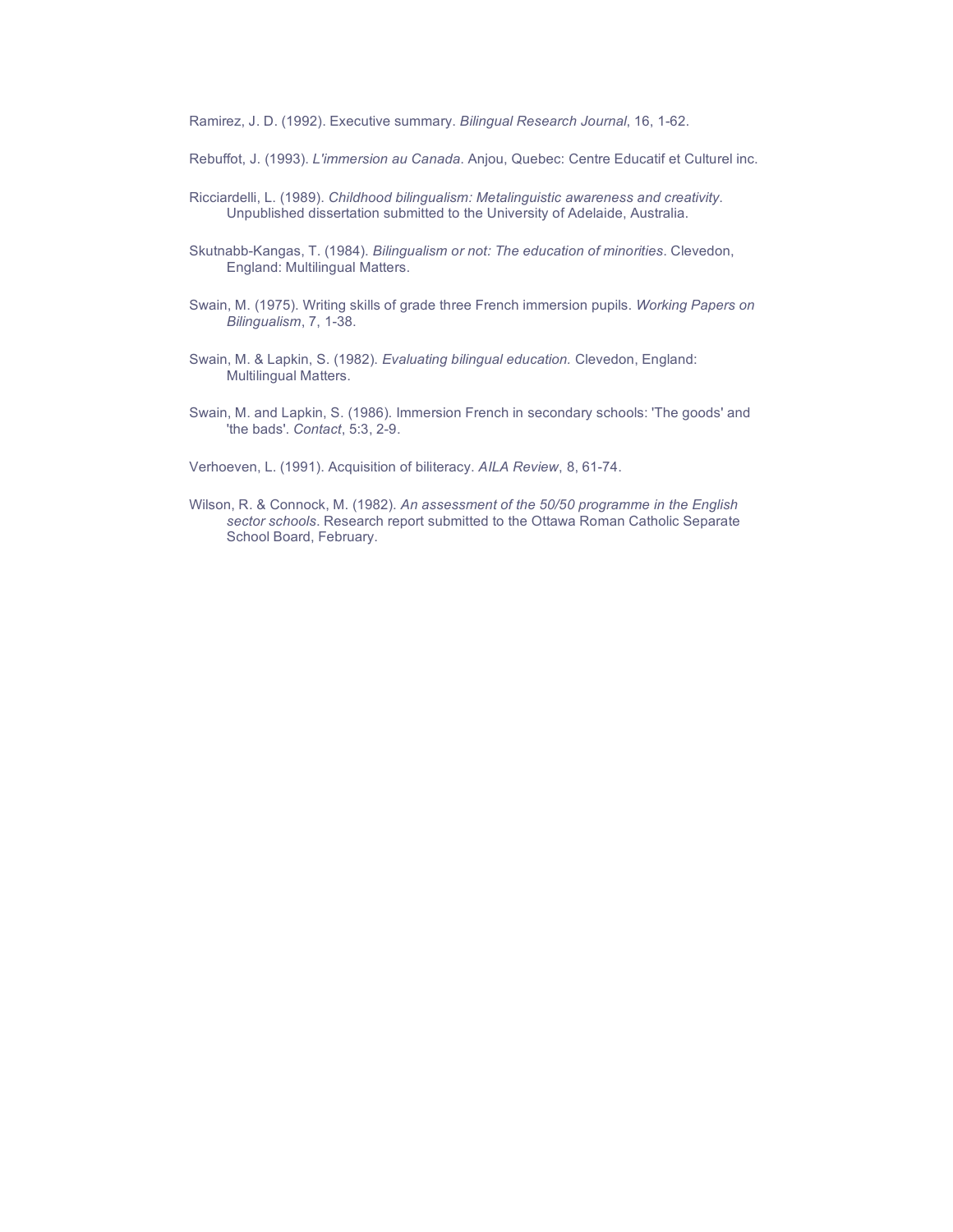Ramirez, J. D. (1992). Executive summary. *Bilingual Research Journal*, 16, 1-62.

Rebuffot, J. (1993). *L'immersion au Canada*. Anjou, Quebec: Centre Educatif et Culturel inc.

Ricciardelli, L. (1989). *Childhood bilingualism: Metalinguistic awareness and creativity*. Unpublished dissertation submitted to the University of Adelaide, Australia.

Skutnabb-Kangas, T. (1984). *Bilingualism or not: The education of minorities*. Clevedon, England: Multilingual Matters.

Swain, M. (1975). Writing skills of grade three French immersion pupils. *Working Papers on Bilingualism*, 7, 1-38.

Swain, M. & Lapkin, S. (1982). *Evaluating bilingual education.* Clevedon, England: Multilingual Matters.

Swain, M. and Lapkin, S. (1986). Immersion French in secondary schools: 'The goods' and 'the bads'. *Contact*, 5:3, 2-9.

Verhoeven, L. (1991). Acquisition of biliteracy. *AILA Review*, 8, 61-74.

Wilson, R. & Connock, M. (1982). *An assessment of the 50/50 programme in the English sector schools*. Research report submitted to the Ottawa Roman Catholic Separate School Board, February.